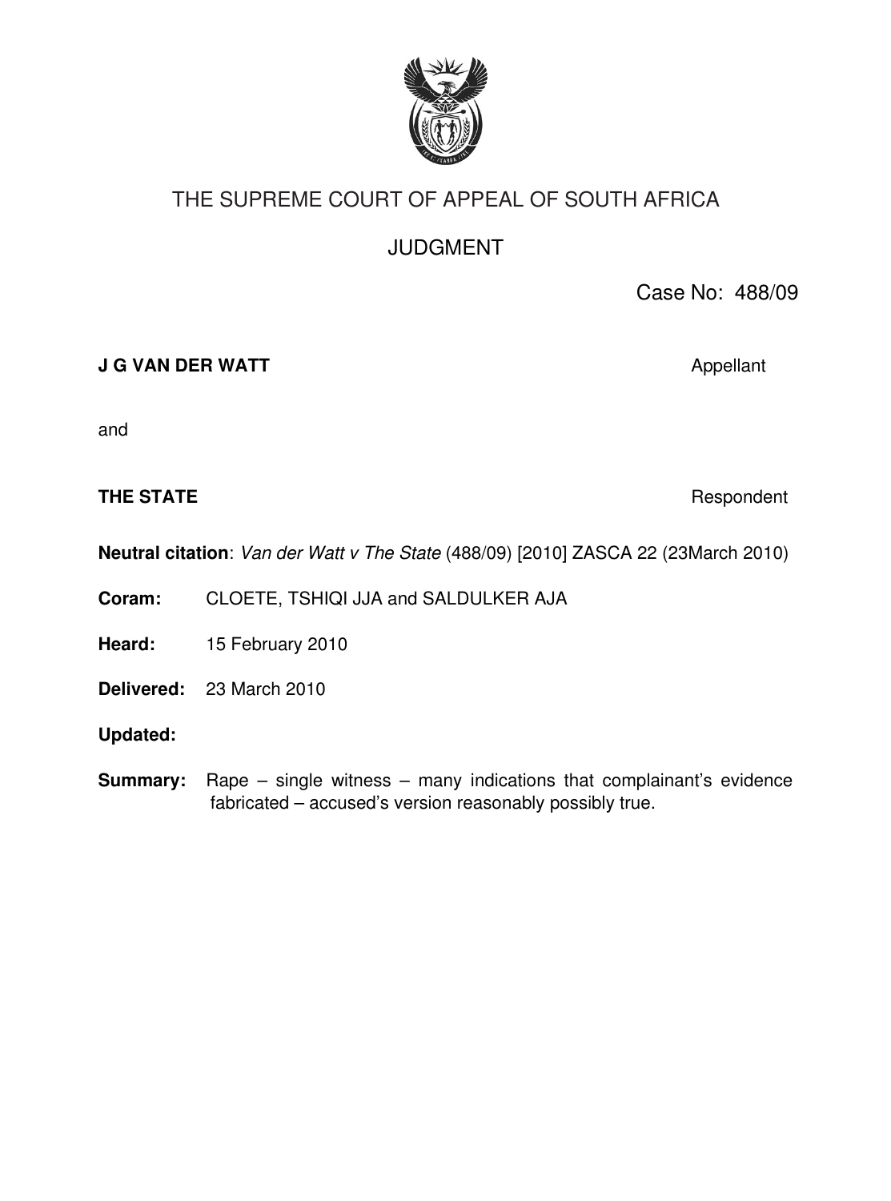# THE SUPREME COURT OF APPEAL OF SOUTH AFRICA

## JUDGMENT

Case No: 488/09

**J G VAN DER WATT** Appellant

and

**THE STATE** Respondent

**Neutral citation**: *Van der Watt v The State* (488/09) [2010] ZASCA 22 (23March 2010)

**Coram:** CLOETE, TSHIQI JJA and SALDULKER AJA

**Heard:** 15 February 2010

**Delivered:** 23 March 2010

**Updated:**

**Summary:** Rape – single witness – many indications that complainant's evidence fabricated – accused's version reasonably possibly true.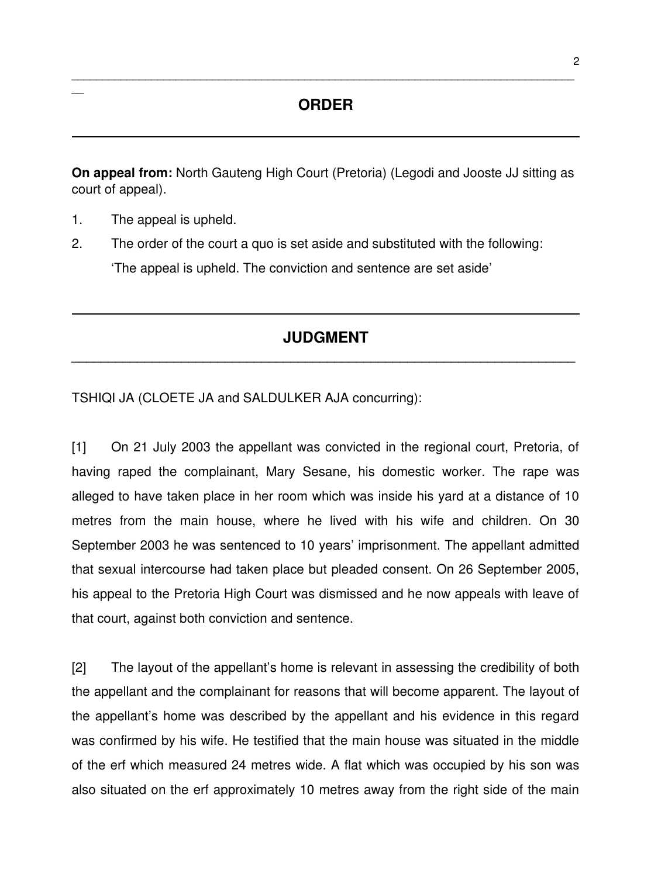## ORDER

**On appeal from:** North Gauteng High Court (Pretoria) (Legodi and Jooste JJ sitting as court of appeal).

1. The appeal is upheld.
2. The order of the court a quo is set aside and substituted with the following:
   'The appeal is upheld. The conviction and sentence are set aside'

## JUDGMENT

TSHIQI JA (CLOETE JA and SALDULKER AJA concurring):

[1] On 21 July 2003 the appellant was convicted in the regional court, Pretoria, of having raped the complainant, Mary Sesane, his domestic worker. The rape was alleged to have taken place in her room which was inside his yard at a distance of 10 metres from the main house, where he lived with his wife and children. On 30 September 2003 he was sentenced to 10 years' imprisonment. The appellant admitted that sexual intercourse had taken place but pleaded consent. On 26 September 2005, his appeal to the Pretoria High Court was dismissed and he now appeals with leave of that court, against both conviction and sentence.

[2] The layout of the appellant's home is relevant in assessing the credibility of both the appellant and the complainant for reasons that will become apparent. The layout of the appellant's home was described by the appellant and his evidence in this regard was confirmed by his wife. He testified that the main house was situated in the middle of the erf which measured 24 metres wide. A flat which was occupied by his son was also situated on the erf approximately 10 metres away from the right side of the main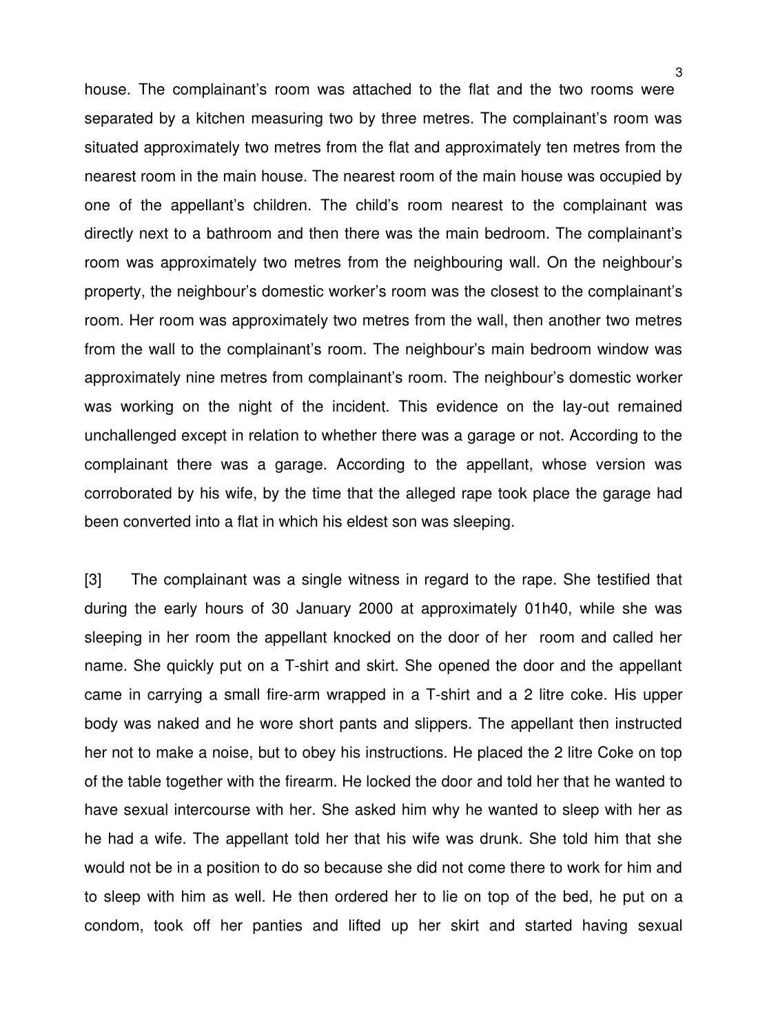house. The complainant's room was attached to the flat and the two rooms were separated by a kitchen measuring two by three metres. The complainant's room was situated approximately two metres from the flat and approximately ten metres from the nearest room in the main house. The nearest room of the main house was occupied by one of the appellant's children. The child's room nearest to the complainant was directly next to a bathroom and then there was the main bedroom. The complainant's room was approximately two metres from the neighbouring wall. On the neighbour's property, the neighbour's domestic worker's room was the closest to the complainant's room. Her room was approximately two metres from the wall, then another two metres from the wall to the complainant's room. The neighbour's main bedroom window was approximately nine metres from complainant's room. The neighbour's domestic worker was working on the night of the incident. This evidence on the lay-out remained unchallenged except in relation to whether there was a garage or not. According to the complainant there was a garage. According to the appellant, whose version was corroborated by his wife, by the time that the alleged rape took place the garage had been converted into a flat in which his eldest son was sleeping.

[3] The complainant was a single witness in regard to the rape. She testified that during the early hours of 30 January 2000 at approximately 01h40, while she was sleeping in her room the appellant knocked on the door of her room and called her name. She quickly put on a T-shirt and skirt. She opened the door and the appellant came in carrying a small fire-arm wrapped in a T-shirt and a 2 litre coke. His upper body was naked and he wore short pants and slippers. The appellant then instructed her not to make a noise, but to obey his instructions. He placed the 2 litre Coke on top of the table together with the firearm. He locked the door and told her that he wanted to have sexual intercourse with her. She asked him why he wanted to sleep with her as he had a wife. The appellant told her that his wife was drunk. She told him that she would not be in a position to do so because she did not come there to work for him and to sleep with him as well. He then ordered her to lie on top of the bed, he put on a condom, took off her panties and lifted up her skirt and started having sexual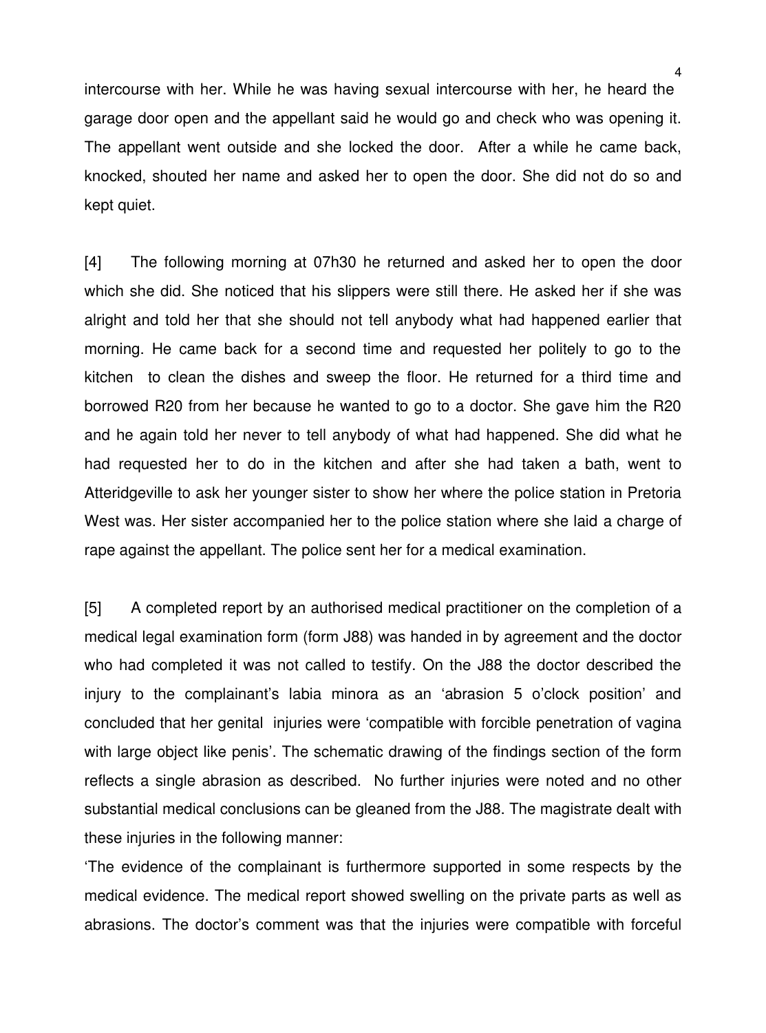intercourse with her. While he was having sexual intercourse with her, he heard the garage door open and the appellant said he would go and check who was opening it. The appellant went outside and she locked the door. After a while he came back, knocked, shouted her name and asked her to open the door. She did not do so and kept quiet.

[4] The following morning at 07h30 he returned and asked her to open the door which she did. She noticed that his slippers were still there. He asked her if she was alright and told her that she should not tell anybody what had happened earlier that morning. He came back for a second time and requested her politely to go to the kitchen to clean the dishes and sweep the floor. He returned for a third time and borrowed R20 from her because he wanted to go to a doctor. She gave him the R20 and he again told her never to tell anybody of what had happened. She did what he had requested her to do in the kitchen and after she had taken a bath, went to Atteridgeville to ask her younger sister to show her where the police station in Pretoria West was. Her sister accompanied her to the police station where she laid a charge of rape against the appellant. The police sent her for a medical examination.

[5] A completed report by an authorised medical practitioner on the completion of a medical legal examination form (form J88) was handed in by agreement and the doctor who had completed it was not called to testify. On the J88 the doctor described the injury to the complainant's labia minora as an 'abrasion 5 o'clock position' and concluded that her genital injuries were 'compatible with forcible penetration of vagina with large object like penis'. The schematic drawing of the findings section of the form reflects a single abrasion as described. No further injuries were noted and no other substantial medical conclusions can be gleaned from the J88. The magistrate dealt with these injuries in the following manner:

'The evidence of the complainant is furthermore supported in some respects by the medical evidence. The medical report showed swelling on the private parts as well as abrasions. The doctor's comment was that the injuries were compatible with forceful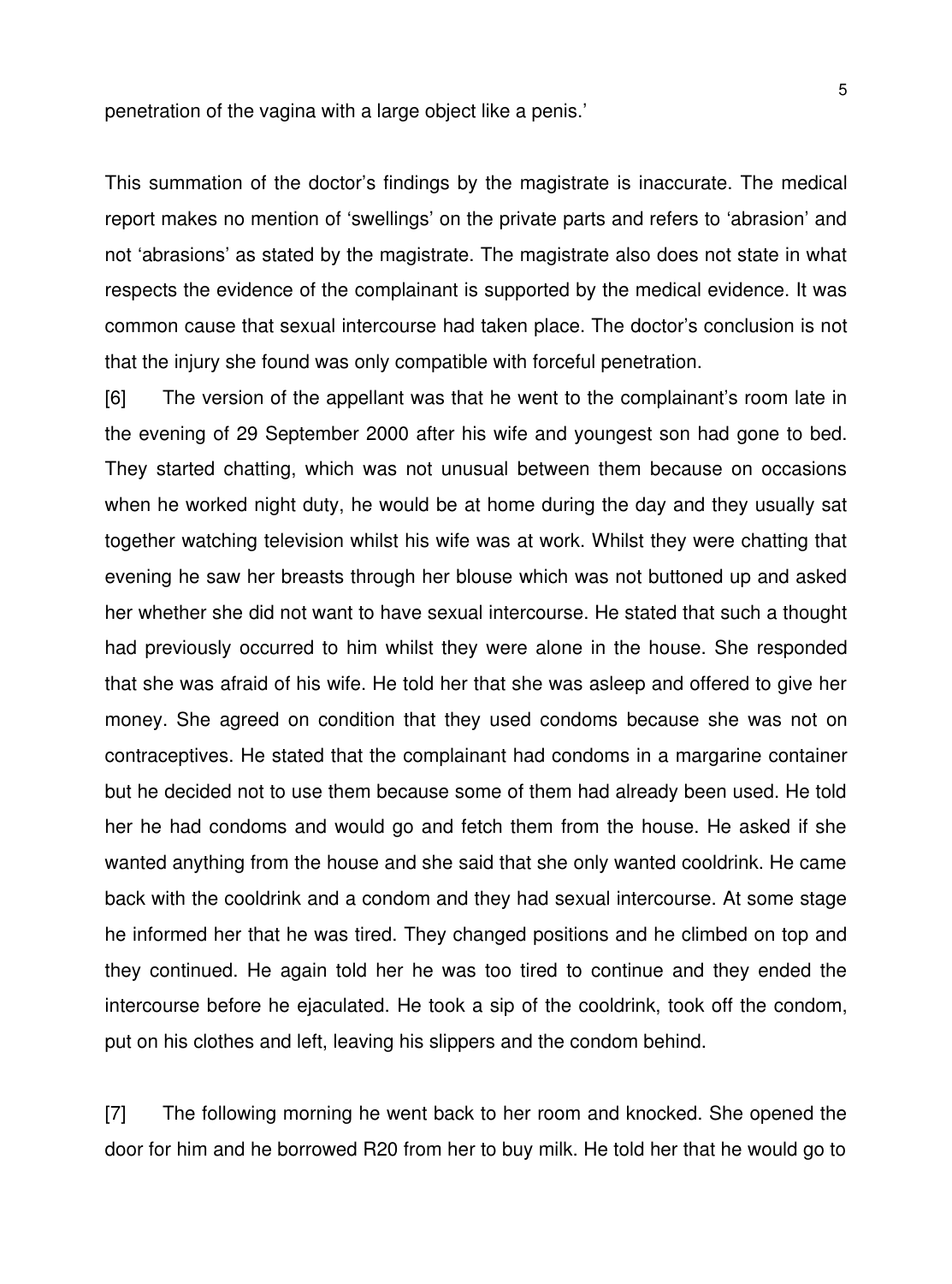penetration of the vagina with a large object like a penis.'

This summation of the doctor's findings by the magistrate is inaccurate. The medical report makes no mention of 'swellings' on the private parts and refers to 'abrasion' and not 'abrasions' as stated by the magistrate. The magistrate also does not state in what respects the evidence of the complainant is supported by the medical evidence. It was common cause that sexual intercourse had taken place. The doctor's conclusion is not that the injury she found was only compatible with forceful penetration.

[6] The version of the appellant was that he went to the complainant's room late in the evening of 29 September 2000 after his wife and youngest son had gone to bed. They started chatting, which was not unusual between them because on occasions when he worked night duty, he would be at home during the day and they usually sat together watching television whilst his wife was at work. Whilst they were chatting that evening he saw her breasts through her blouse which was not buttoned up and asked her whether she did not want to have sexual intercourse. He stated that such a thought had previously occurred to him whilst they were alone in the house. She responded that she was afraid of his wife. He told her that she was asleep and offered to give her money. She agreed on condition that they used condoms because she was not on contraceptives. He stated that the complainant had condoms in a margarine container but he decided not to use them because some of them had already been used. He told her he had condoms and would go and fetch them from the house. He asked if she wanted anything from the house and she said that she only wanted cooldrink. He came back with the cooldrink and a condom and they had sexual intercourse. At some stage he informed her that he was tired. They changed positions and he climbed on top and they continued. He again told her he was too tired to continue and they ended the intercourse before he ejaculated. He took a sip of the cooldrink, took off the condom, put on his clothes and left, leaving his slippers and the condom behind.

[7] The following morning he went back to her room and knocked. She opened the door for him and he borrowed R20 from her to buy milk. He told her that he would go to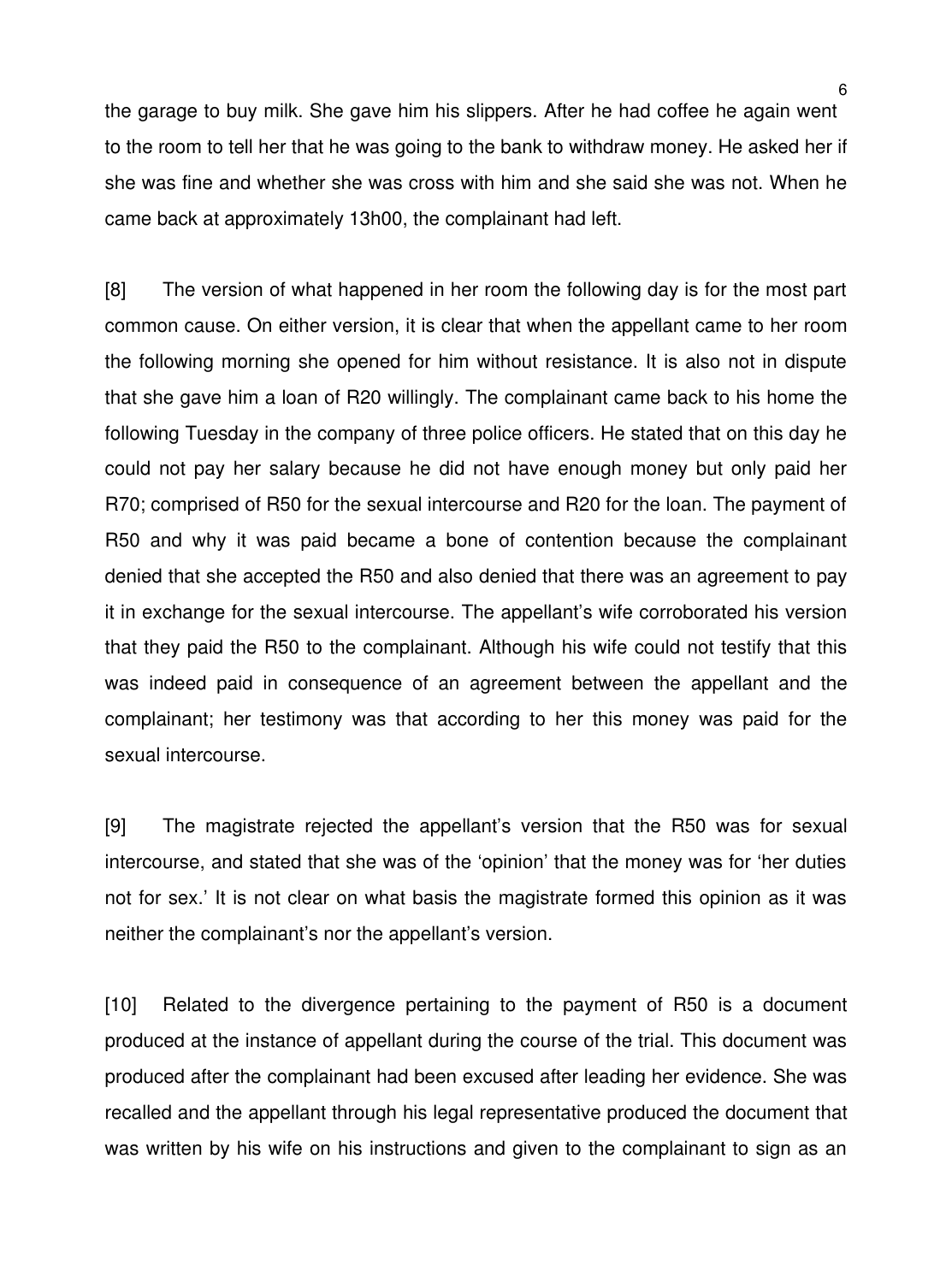the garage to buy milk. She gave him his slippers. After he had coffee he again went to the room to tell her that he was going to the bank to withdraw money. He asked her if she was fine and whether she was cross with him and she said she was not. When he came back at approximately 13h00, the complainant had left.

[8] The version of what happened in her room the following day is for the most part common cause. On either version, it is clear that when the appellant came to her room the following morning she opened for him without resistance. It is also not in dispute that she gave him a loan of R20 willingly. The complainant came back to his home the following Tuesday in the company of three police officers. He stated that on this day he could not pay her salary because he did not have enough money but only paid her R70; comprised of R50 for the sexual intercourse and R20 for the loan. The payment of R50 and why it was paid became a bone of contention because the complainant denied that she accepted the R50 and also denied that there was an agreement to pay it in exchange for the sexual intercourse. The appellant's wife corroborated his version that they paid the R50 to the complainant. Although his wife could not testify that this was indeed paid in consequence of an agreement between the appellant and the complainant; her testimony was that according to her this money was paid for the sexual intercourse.

[9] The magistrate rejected the appellant's version that the R50 was for sexual intercourse, and stated that she was of the 'opinion' that the money was for 'her duties not for sex.' It is not clear on what basis the magistrate formed this opinion as it was neither the complainant's nor the appellant's version.

[10] Related to the divergence pertaining to the payment of R50 is a document produced at the instance of appellant during the course of the trial. This document was produced after the complainant had been excused after leading her evidence. She was recalled and the appellant through his legal representative produced the document that was written by his wife on his instructions and given to the complainant to sign as an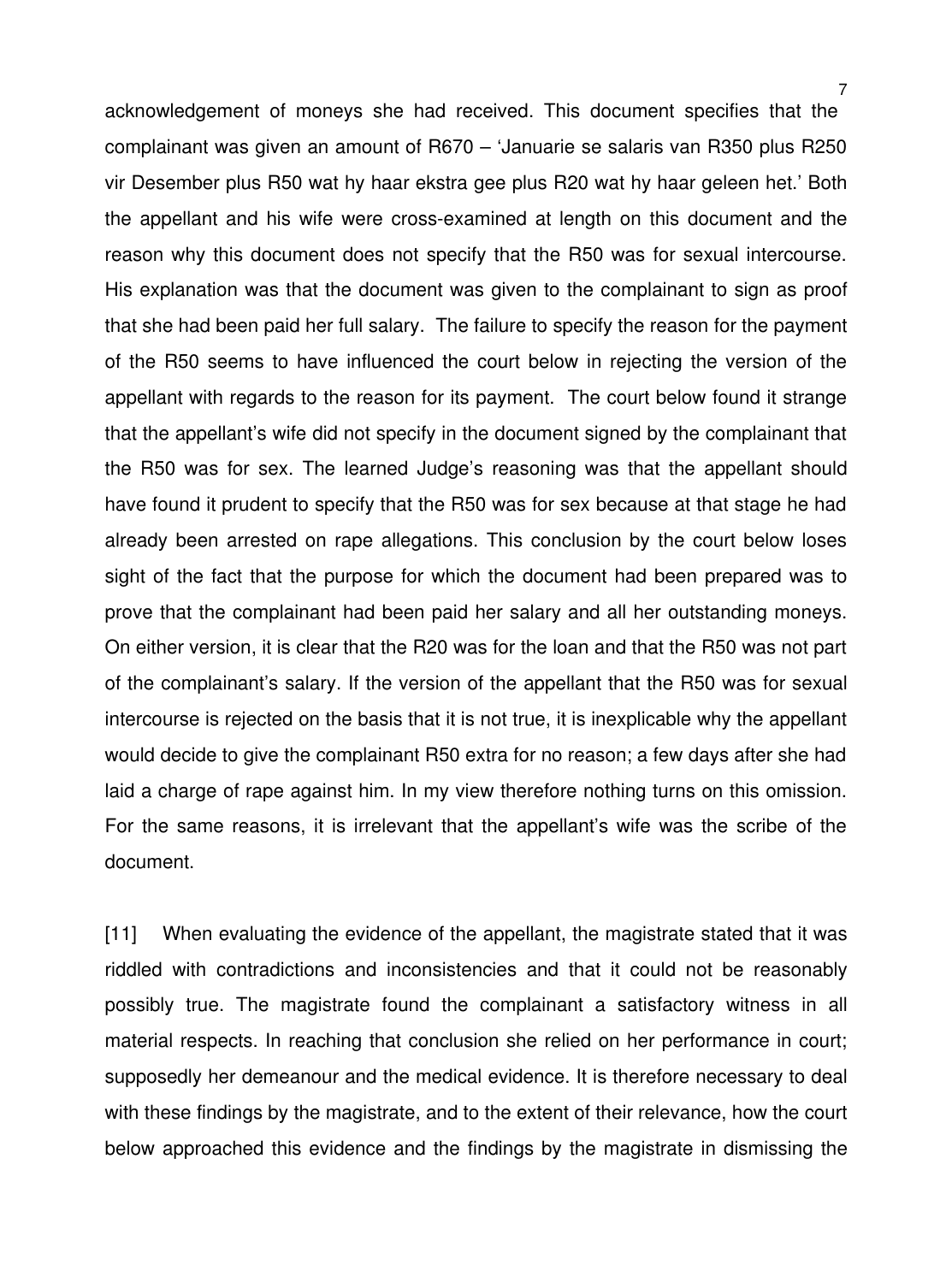acknowledgement of moneys she had received. This document specifies that the complainant was given an amount of R670 – 'Januarie se salaris van R350 plus R250 vir Desember plus R50 wat hy haar ekstra gee plus R20 wat hy haar geleen het.' Both the appellant and his wife were cross-examined at length on this document and the reason why this document does not specify that the R50 was for sexual intercourse. His explanation was that the document was given to the complainant to sign as proof that she had been paid her full salary. The failure to specify the reason for the payment of the R50 seems to have influenced the court below in rejecting the version of the appellant with regards to the reason for its payment. The court below found it strange that the appellant's wife did not specify in the document signed by the complainant that the R50 was for sex. The learned Judge's reasoning was that the appellant should have found it prudent to specify that the R50 was for sex because at that stage he had already been arrested on rape allegations. This conclusion by the court below loses sight of the fact that the purpose for which the document had been prepared was to prove that the complainant had been paid her salary and all her outstanding moneys. On either version, it is clear that the R20 was for the loan and that the R50 was not part of the complainant's salary. If the version of the appellant that the R50 was for sexual intercourse is rejected on the basis that it is not true, it is inexplicable why the appellant would decide to give the complainant R50 extra for no reason; a few days after she had laid a charge of rape against him. In my view therefore nothing turns on this omission. For the same reasons, it is irrelevant that the appellant's wife was the scribe of the document.

[11] When evaluating the evidence of the appellant, the magistrate stated that it was riddled with contradictions and inconsistencies and that it could not be reasonably possibly true. The magistrate found the complainant a satisfactory witness in all material respects. In reaching that conclusion she relied on her performance in court; supposedly her demeanour and the medical evidence. It is therefore necessary to deal with these findings by the magistrate, and to the extent of their relevance, how the court below approached this evidence and the findings by the magistrate in dismissing the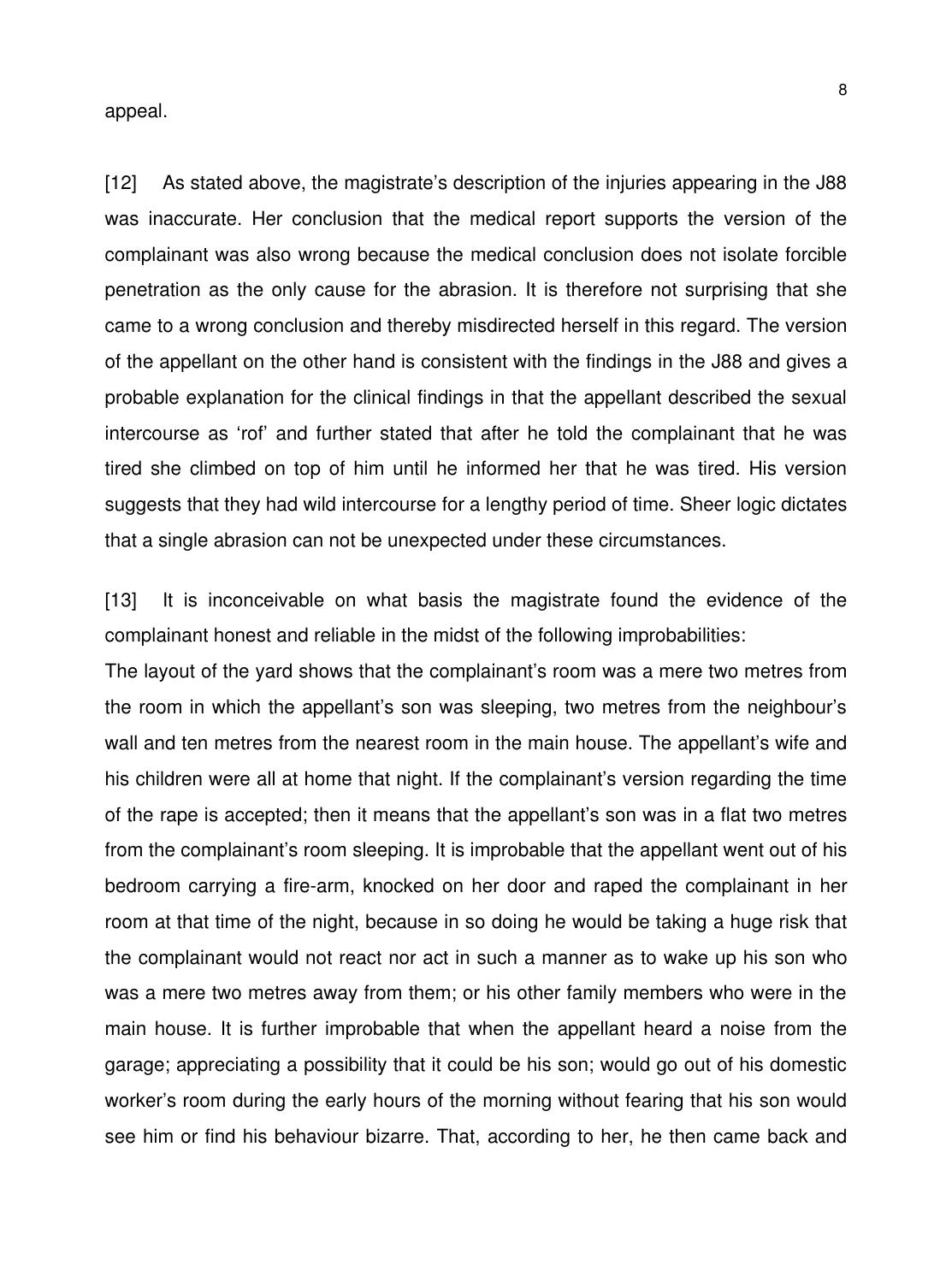appeal.

[12] As stated above, the magistrate's description of the injuries appearing in the J88 was inaccurate. Her conclusion that the medical report supports the version of the complainant was also wrong because the medical conclusion does not isolate forcible penetration as the only cause for the abrasion. It is therefore not surprising that she came to a wrong conclusion and thereby misdirected herself in this regard. The version of the appellant on the other hand is consistent with the findings in the J88 and gives a probable explanation for the clinical findings in that the appellant described the sexual intercourse as 'rof' and further stated that after he told the complainant that he was tired she climbed on top of him until he informed her that he was tired. His version suggests that they had wild intercourse for a lengthy period of time. Sheer logic dictates that a single abrasion can not be unexpected under these circumstances.

[13] It is inconceivable on what basis the magistrate found the evidence of the complainant honest and reliable in the midst of the following improbabilities:
The layout of the yard shows that the complainant's room was a mere two metres from the room in which the appellant's son was sleeping, two metres from the neighbour's wall and ten metres from the nearest room in the main house. The appellant's wife and his children were all at home that night. If the complainant's version regarding the time of the rape is accepted; then it means that the appellant's son was in a flat two metres from the complainant's room sleeping. It is improbable that the appellant went out of his bedroom carrying a fire-arm, knocked on her door and raped the complainant in her room at that time of the night, because in so doing he would be taking a huge risk that the complainant would not react nor act in such a manner as to wake up his son who was a mere two metres away from them; or his other family members who were in the main house. It is further improbable that when the appellant heard a noise from the garage; appreciating a possibility that it could be his son; would go out of his domestic worker's room during the early hours of the morning without fearing that his son would see him or find his behaviour bizarre. That, according to her, he then came back and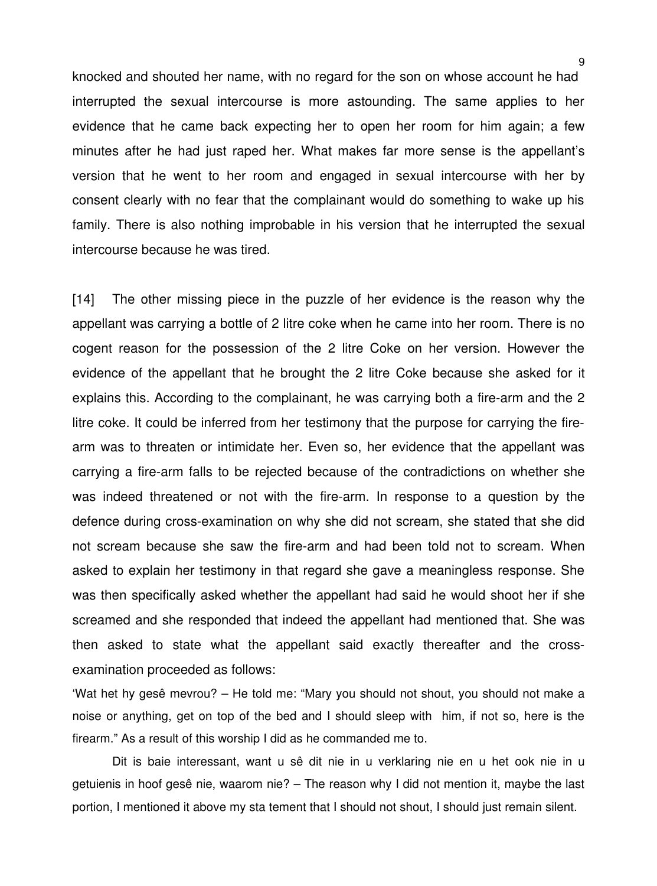knocked and shouted her name, with no regard for the son on whose account he had interrupted the sexual intercourse is more astounding. The same applies to her evidence that he came back expecting her to open her room for him again; a few minutes after he had just raped her. What makes far more sense is the appellant's version that he went to her room and engaged in sexual intercourse with her by consent clearly with no fear that the complainant would do something to wake up his family. There is also nothing improbable in his version that he interrupted the sexual intercourse because he was tired.

[14] The other missing piece in the puzzle of her evidence is the reason why the appellant was carrying a bottle of 2 litre coke when he came into her room. There is no cogent reason for the possession of the 2 litre Coke on her version. However the evidence of the appellant that he brought the 2 litre Coke because she asked for it explains this. According to the complainant, he was carrying both a fire-arm and the 2 litre coke. It could be inferred from her testimony that the purpose for carrying the fire-arm was to threaten or intimidate her. Even so, her evidence that the appellant was carrying a fire-arm falls to be rejected because of the contradictions on whether she was indeed threatened or not with the fire-arm. In response to a question by the defence during cross-examination on why she did not scream, she stated that she did not scream because she saw the fire-arm and had been told not to scream. When asked to explain her testimony in that regard she gave a meaningless response. She was then specifically asked whether the appellant had said he would shoot her if she screamed and she responded that indeed the appellant had mentioned that. She was then asked to state what the appellant said exactly thereafter and the cross-examination proceeded as follows:

'Wat het hy gesê mevrou? – He told me: "Mary you should not shout, you should not make a noise or anything, get on top of the bed and I should sleep with him, if not so, here is the firearm." As a result of this worship I did as he commanded me to.

Dit is baie interessant, want u sê dit nie in u verklaring nie en u het ook nie in u getuienis in hoof gesê nie, waarom nie? – The reason why I did not mention it, maybe the last portion, I mentioned it above my sta tement that I should not shout, I should just remain silent.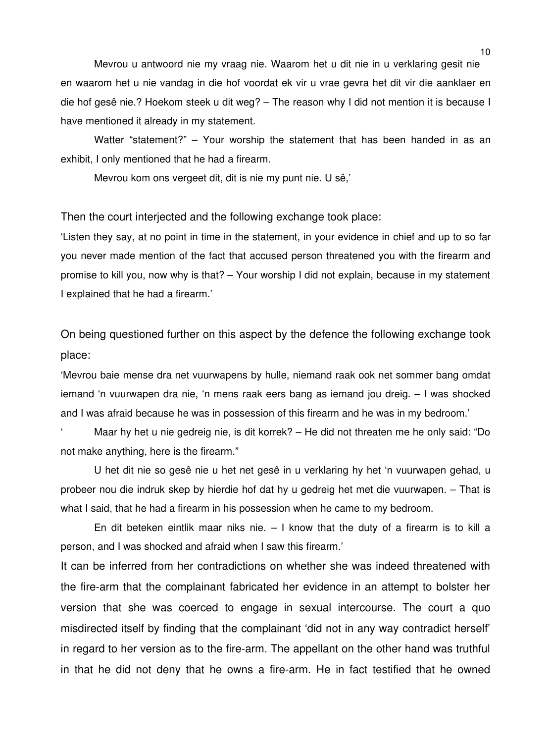Mevrou u antwoord nie my vraag nie. Waarom het u dit nie in u verklaring gesit nie en waarom het u nie vandag in die hof voordat ek vir u vrae gevra het dit vir die aanklaer en die hof gesê nie.? Hoekom steek u dit weg? – The reason why I did not mention it is because I have mentioned it already in my statement.

Watter "statement?" – Your worship the statement that has been handed in as an exhibit, I only mentioned that he had a firearm.

Mevrou kom ons vergeet dit, dit is nie my punt nie. U sê,'

Then the court interjected and the following exchange took place:

'Listen they say, at no point in time in the statement, in your evidence in chief and up to so far you never made mention of the fact that accused person threatened you with the firearm and promise to kill you, now why is that? – Your worship I did not explain, because in my statement I explained that he had a firearm.'

On being questioned further on this aspect by the defence the following exchange took place:

'Mevrou baie mense dra net vuurwapens by hulle, niemand raak ook net sommer bang omdat iemand 'n vuurwapen dra nie, 'n mens raak eers bang as iemand jou dreig. – I was shocked and I was afraid because he was in possession of this firearm and he was in my bedroom.'

' Maar hy het u nie gedreig nie, is dit korrek? – He did not threaten me he only said: "Do not make anything, here is the firearm."

U het dit nie so gesê nie u het net gesê in u verklaring hy het 'n vuurwapen gehad, u probeer nou die indruk skep by hierdie hof dat hy u gedreig het met die vuurwapen. – That is what I said, that he had a firearm in his possession when he came to my bedroom.

En dit beteken eintlik maar niks nie. – I know that the duty of a firearm is to kill a person, and I was shocked and afraid when I saw this firearm.'

It can be inferred from her contradictions on whether she was indeed threatened with the fire-arm that the complainant fabricated her evidence in an attempt to bolster her version that she was coerced to engage in sexual intercourse. The court a quo misdirected itself by finding that the complainant 'did not in any way contradict herself' in regard to her version as to the fire-arm. The appellant on the other hand was truthful in that he did not deny that he owns a fire-arm. He in fact testified that he owned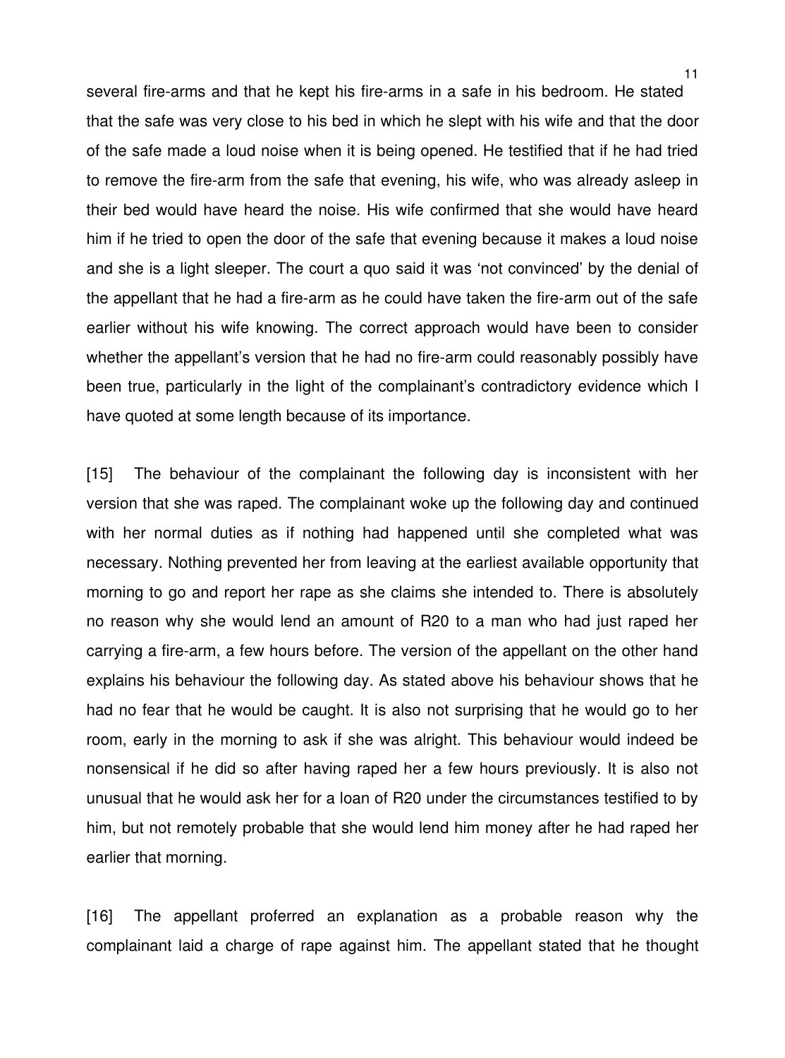several fire-arms and that he kept his fire-arms in a safe in his bedroom. He stated that the safe was very close to his bed in which he slept with his wife and that the door of the safe made a loud noise when it is being opened. He testified that if he had tried to remove the fire-arm from the safe that evening, his wife, who was already asleep in their bed would have heard the noise. His wife confirmed that she would have heard him if he tried to open the door of the safe that evening because it makes a loud noise and she is a light sleeper. The court a quo said it was 'not convinced' by the denial of the appellant that he had a fire-arm as he could have taken the fire-arm out of the safe earlier without his wife knowing. The correct approach would have been to consider whether the appellant's version that he had no fire-arm could reasonably possibly have been true, particularly in the light of the complainant's contradictory evidence which I have quoted at some length because of its importance.

[15] The behaviour of the complainant the following day is inconsistent with her version that she was raped. The complainant woke up the following day and continued with her normal duties as if nothing had happened until she completed what was necessary. Nothing prevented her from leaving at the earliest available opportunity that morning to go and report her rape as she claims she intended to. There is absolutely no reason why she would lend an amount of R20 to a man who had just raped her carrying a fire-arm, a few hours before. The version of the appellant on the other hand explains his behaviour the following day. As stated above his behaviour shows that he had no fear that he would be caught. It is also not surprising that he would go to her room, early in the morning to ask if she was alright. This behaviour would indeed be nonsensical if he did so after having raped her a few hours previously. It is also not unusual that he would ask her for a loan of R20 under the circumstances testified to by him, but not remotely probable that she would lend him money after he had raped her earlier that morning.

[16] The appellant proferred an explanation as a probable reason why the complainant laid a charge of rape against him. The appellant stated that he thought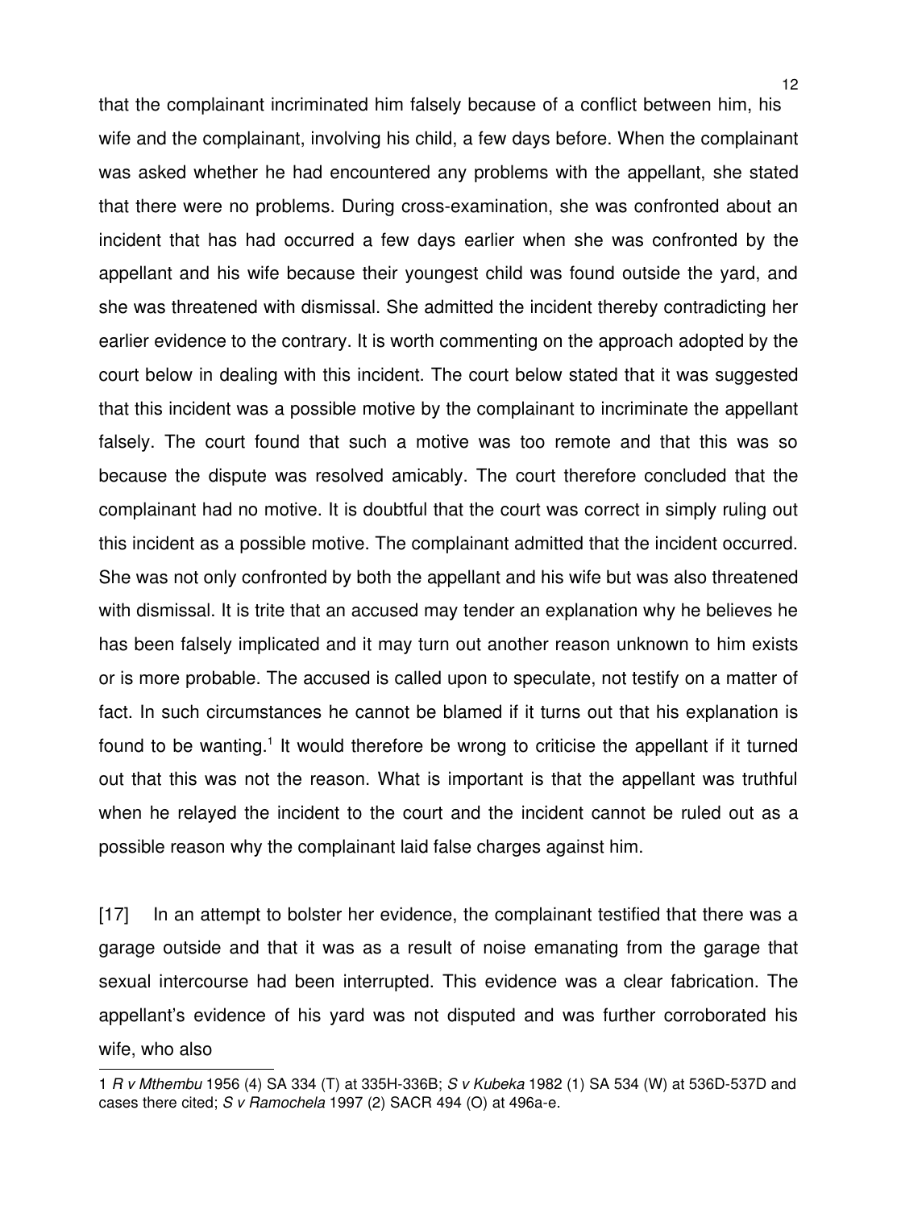that the complainant incriminated him falsely because of a conflict between him, his wife and the complainant, involving his child, a few days before. When the complainant was asked whether he had encountered any problems with the appellant, she stated that there were no problems. During cross-examination, she was confronted about an incident that has had occurred a few days earlier when she was confronted by the appellant and his wife because their youngest child was found outside the yard, and she was threatened with dismissal. She admitted the incident thereby contradicting her earlier evidence to the contrary. It is worth commenting on the approach adopted by the court below in dealing with this incident. The court below stated that it was suggested that this incident was a possible motive by the complainant to incriminate the appellant falsely. The court found that such a motive was too remote and that this was so because the dispute was resolved amicably. The court therefore concluded that the complainant had no motive. It is doubtful that the court was correct in simply ruling out this incident as a possible motive. The complainant admitted that the incident occurred. She was not only confronted by both the appellant and his wife but was also threatened with dismissal. It is trite that an accused may tender an explanation why he believes he has been falsely implicated and it may turn out another reason unknown to him exists or is more probable. The accused is called upon to speculate, not testify on a matter of fact. In such circumstances he cannot be blamed if it turns out that his explanation is found to be wanting.[1] It would therefore be wrong to criticise the appellant if it turned out that this was not the reason. What is important is that the appellant was truthful when he relayed the incident to the court and the incident cannot be ruled out as a possible reason why the complainant laid false charges against him.

[17] In an attempt to bolster her evidence, the complainant testified that there was a garage outside and that it was as a result of noise emanating from the garage that sexual intercourse had been interrupted. This evidence was a clear fabrication. The appellant's evidence of his yard was not disputed and was further corroborated his wife, who also

---

1 *R v Mthembu* 1956 (4) SA 334 (T) at 335H-336B; *S v Kubeka* 1982 (1) SA 534 (W) at 536D-537D and cases there cited; *S v Ramochela* 1997 (2) SACR 494 (O) at 496a-e.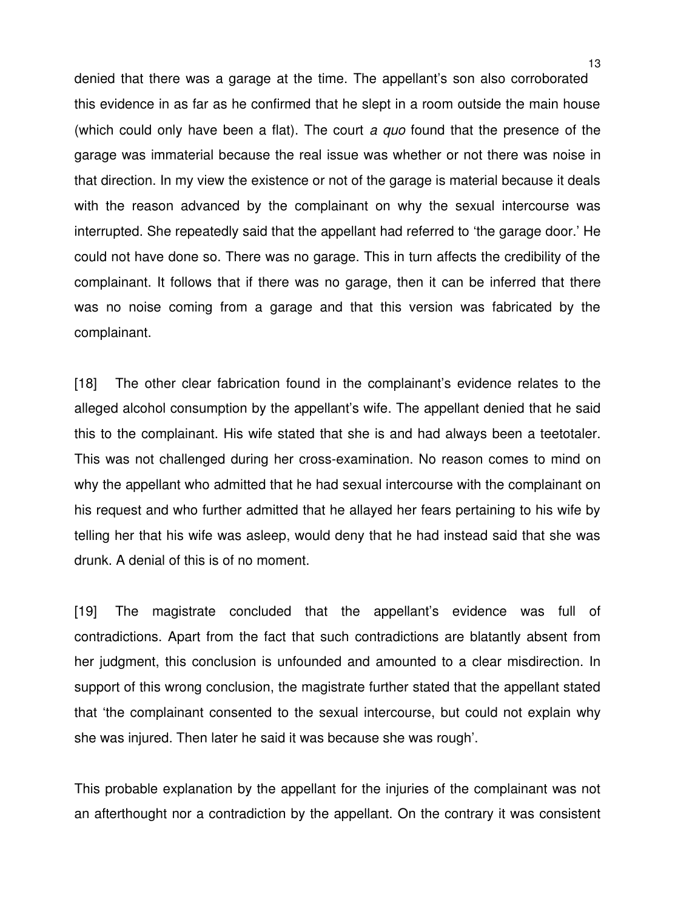denied that there was a garage at the time. The appellant's son also corroborated this evidence in as far as he confirmed that he slept in a room outside the main house (which could only have been a flat). The court *a quo* found that the presence of the garage was immaterial because the real issue was whether or not there was noise in that direction. In my view the existence or not of the garage is material because it deals with the reason advanced by the complainant on why the sexual intercourse was interrupted. She repeatedly said that the appellant had referred to 'the garage door.' He could not have done so. There was no garage. This in turn affects the credibility of the complainant. It follows that if there was no garage, then it can be inferred that there was no noise coming from a garage and that this version was fabricated by the complainant.

[18] The other clear fabrication found in the complainant's evidence relates to the alleged alcohol consumption by the appellant's wife. The appellant denied that he said this to the complainant. His wife stated that she is and had always been a teetotaler. This was not challenged during her cross-examination. No reason comes to mind on why the appellant who admitted that he had sexual intercourse with the complainant on his request and who further admitted that he allayed her fears pertaining to his wife by telling her that his wife was asleep, would deny that he had instead said that she was drunk. A denial of this is of no moment.

[19] The magistrate concluded that the appellant's evidence was full of contradictions. Apart from the fact that such contradictions are blatantly absent from her judgment, this conclusion is unfounded and amounted to a clear misdirection. In support of this wrong conclusion, the magistrate further stated that the appellant stated that 'the complainant consented to the sexual intercourse, but could not explain why she was injured. Then later he said it was because she was rough'.

This probable explanation by the appellant for the injuries of the complainant was not an afterthought nor a contradiction by the appellant. On the contrary it was consistent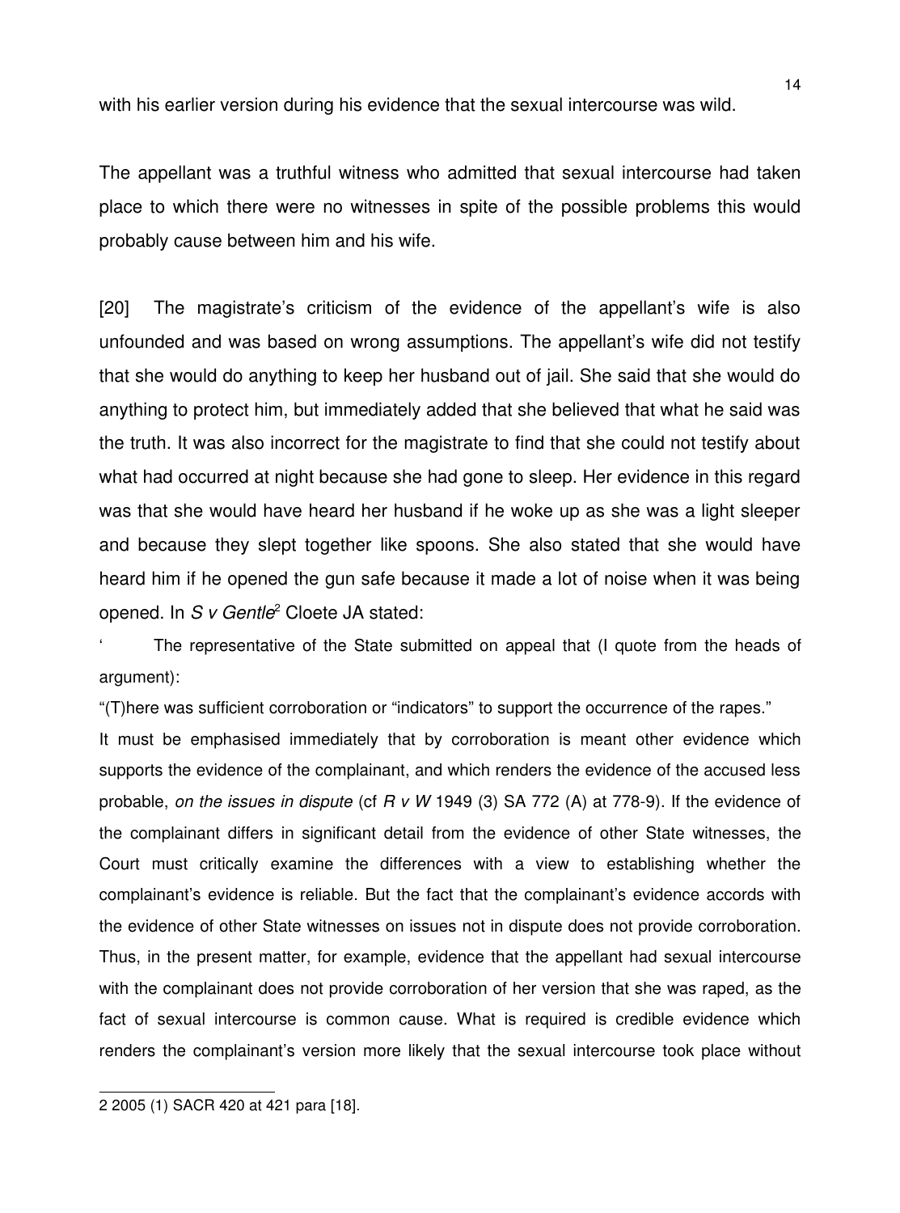with his earlier version during his evidence that the sexual intercourse was wild.

The appellant was a truthful witness who admitted that sexual intercourse had taken place to which there were no witnesses in spite of the possible problems this would probably cause between him and his wife.

[20] The magistrate's criticism of the evidence of the appellant's wife is also unfounded and was based on wrong assumptions. The appellant's wife did not testify that she would do anything to keep her husband out of jail. She said that she would do anything to protect him, but immediately added that she believed that what he said was the truth. It was also incorrect for the magistrate to find that she could not testify about what had occurred at night because she had gone to sleep. Her evidence in this regard was that she would have heard her husband if he woke up as she was a light sleeper and because they slept together like spoons. She also stated that she would have heard him if he opened the gun safe because it made a lot of noise when it was being opened. In *S v Gentle*[2] Cloete JA stated:

> ' The representative of the State submitted on appeal that (I quote from the heads of argument):
>
> "(T)here was sufficient corroboration or "indicators" to support the occurrence of the rapes."
>
> It must be emphasised immediately that by corroboration is meant other evidence which supports the evidence of the complainant, and which renders the evidence of the accused less probable, *on the issues in dispute* (cf *R v W* 1949 (3) SA 772 (A) at 778-9). If the evidence of the complainant differs in significant detail from the evidence of other State witnesses, the Court must critically examine the differences with a view to establishing whether the complainant's evidence is reliable. But the fact that the complainant's evidence accords with the evidence of other State witnesses on issues not in dispute does not provide corroboration. Thus, in the present matter, for example, evidence that the appellant had sexual intercourse with the complainant does not provide corroboration of her version that she was raped, as the fact of sexual intercourse is common cause. What is required is credible evidence which renders the complainant's version more likely that the sexual intercourse took place without

---

2 2005 (1) SACR 420 at 421 para [18].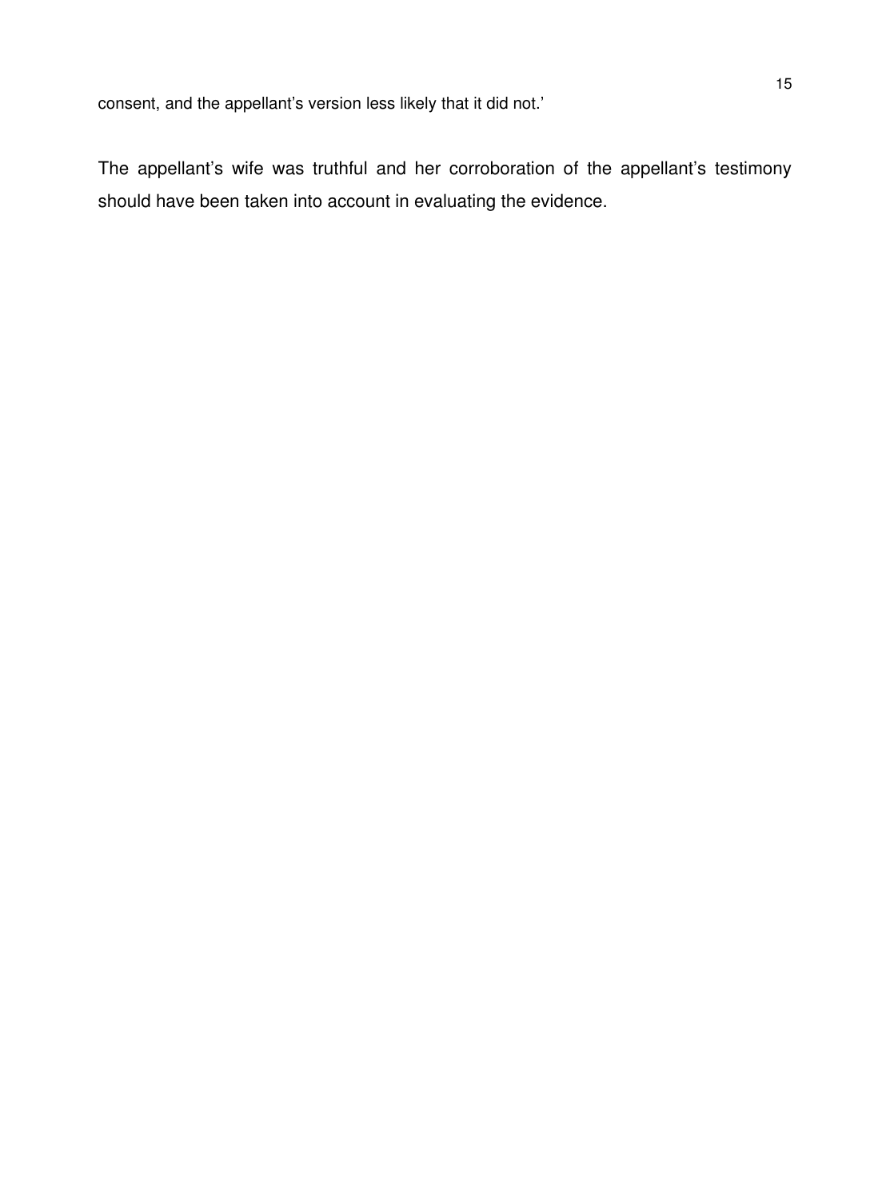consent, and the appellant's version less likely that it did not.'

The appellant's wife was truthful and her corroboration of the appellant's testimony should have been taken into account in evaluating the evidence.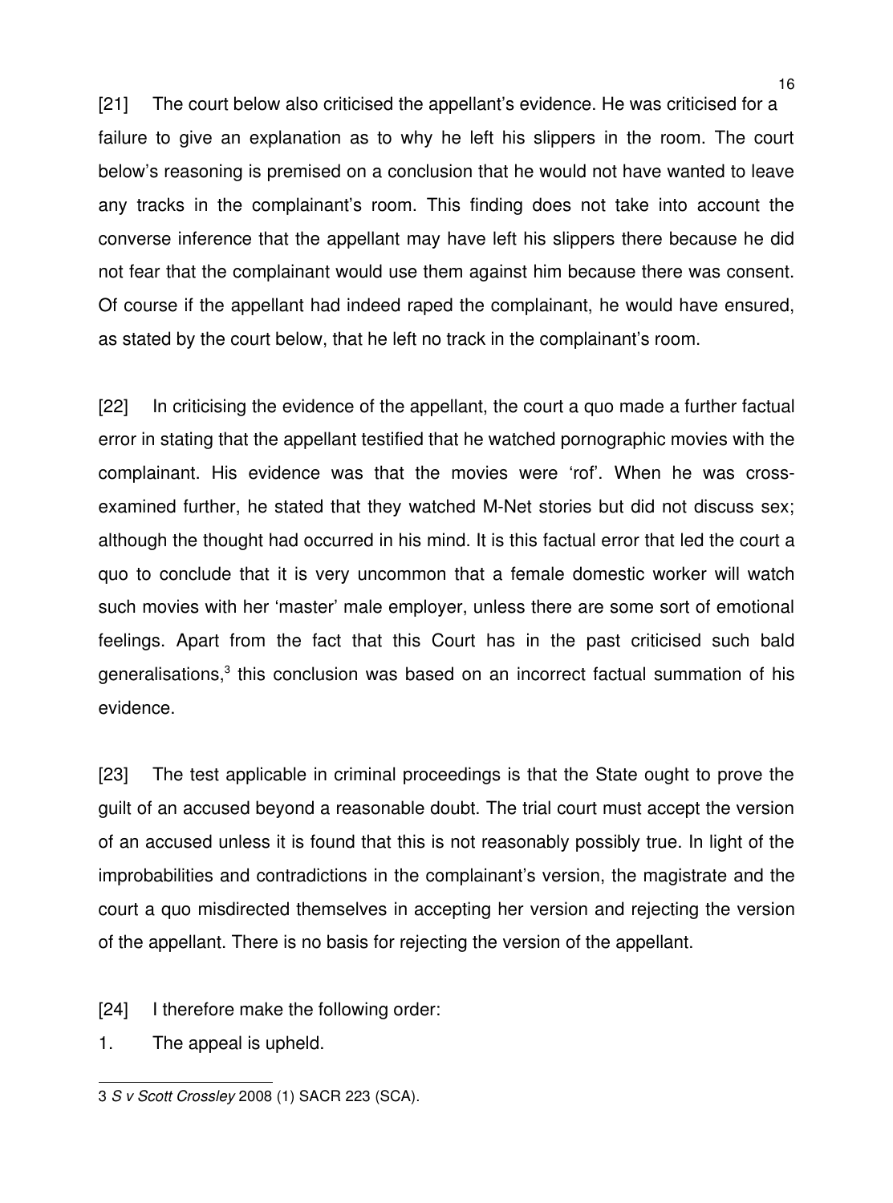[21] The court below also criticised the appellant's evidence. He was criticised for a failure to give an explanation as to why he left his slippers in the room. The court below's reasoning is premised on a conclusion that he would not have wanted to leave any tracks in the complainant's room. This finding does not take into account the converse inference that the appellant may have left his slippers there because he did not fear that the complainant would use them against him because there was consent. Of course if the appellant had indeed raped the complainant, he would have ensured, as stated by the court below, that he left no track in the complainant's room.

[22] In criticising the evidence of the appellant, the court a quo made a further factual error in stating that the appellant testified that he watched pornographic movies with the complainant. His evidence was that the movies were 'rof'. When he was cross-examined further, he stated that they watched M-Net stories but did not discuss sex; although the thought had occurred in his mind. It is this factual error that led the court a quo to conclude that it is very uncommon that a female domestic worker will watch such movies with her 'master' male employer, unless there are some sort of emotional feelings. Apart from the fact that this Court has in the past criticised such bald generalisations,[3] this conclusion was based on an incorrect factual summation of his evidence.

[23] The test applicable in criminal proceedings is that the State ought to prove the guilt of an accused beyond a reasonable doubt. The trial court must accept the version of an accused unless it is found that this is not reasonably possibly true. In light of the improbabilities and contradictions in the complainant's version, the magistrate and the court a quo misdirected themselves in accepting her version and rejecting the version of the appellant. There is no basis for rejecting the version of the appellant.

[24] I therefore make the following order:

1. The appeal is upheld.

---

3 *S v Scott Crossley* 2008 (1) SACR 223 (SCA).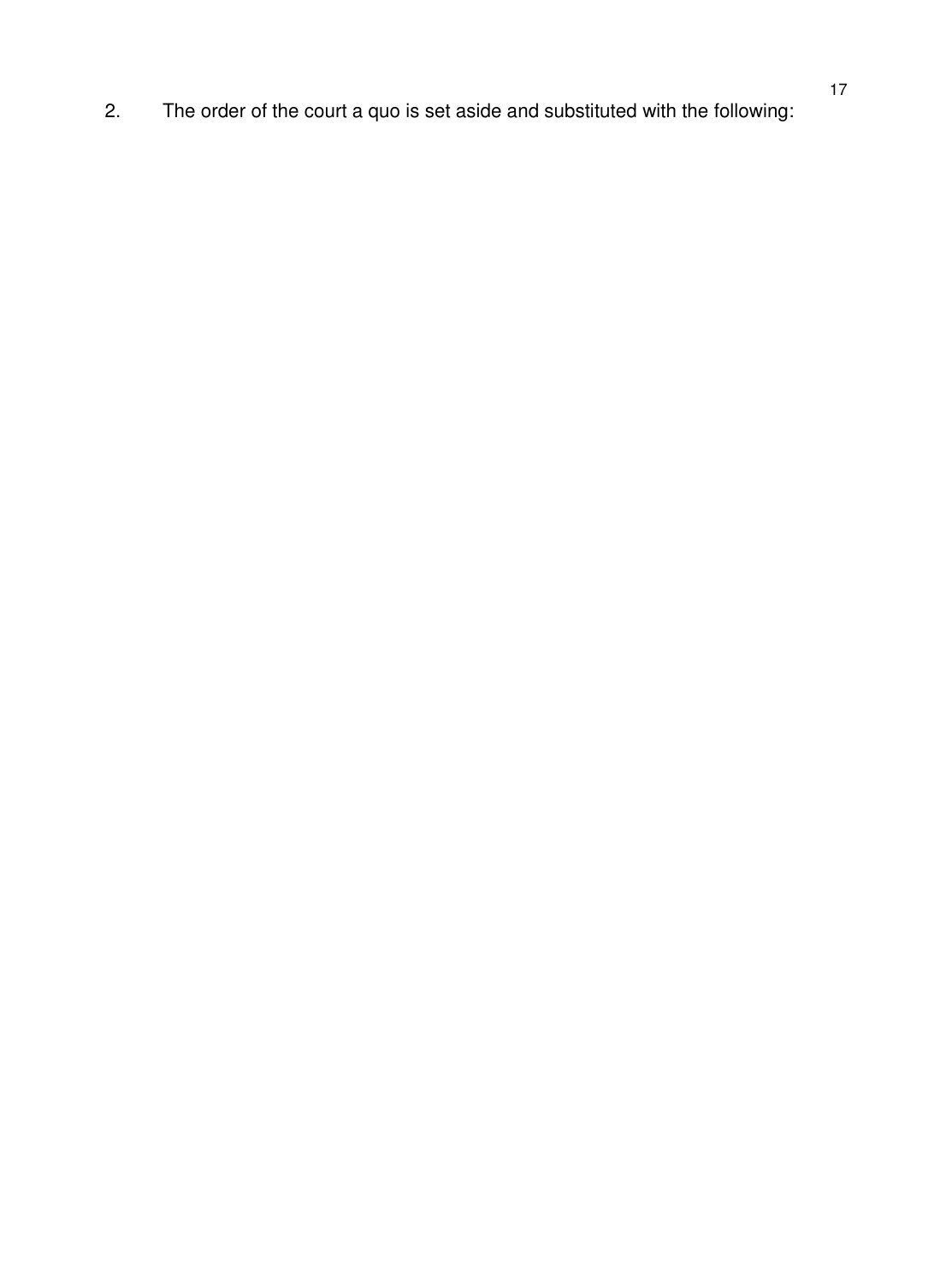2. The order of the court a quo is set aside and substituted with the following: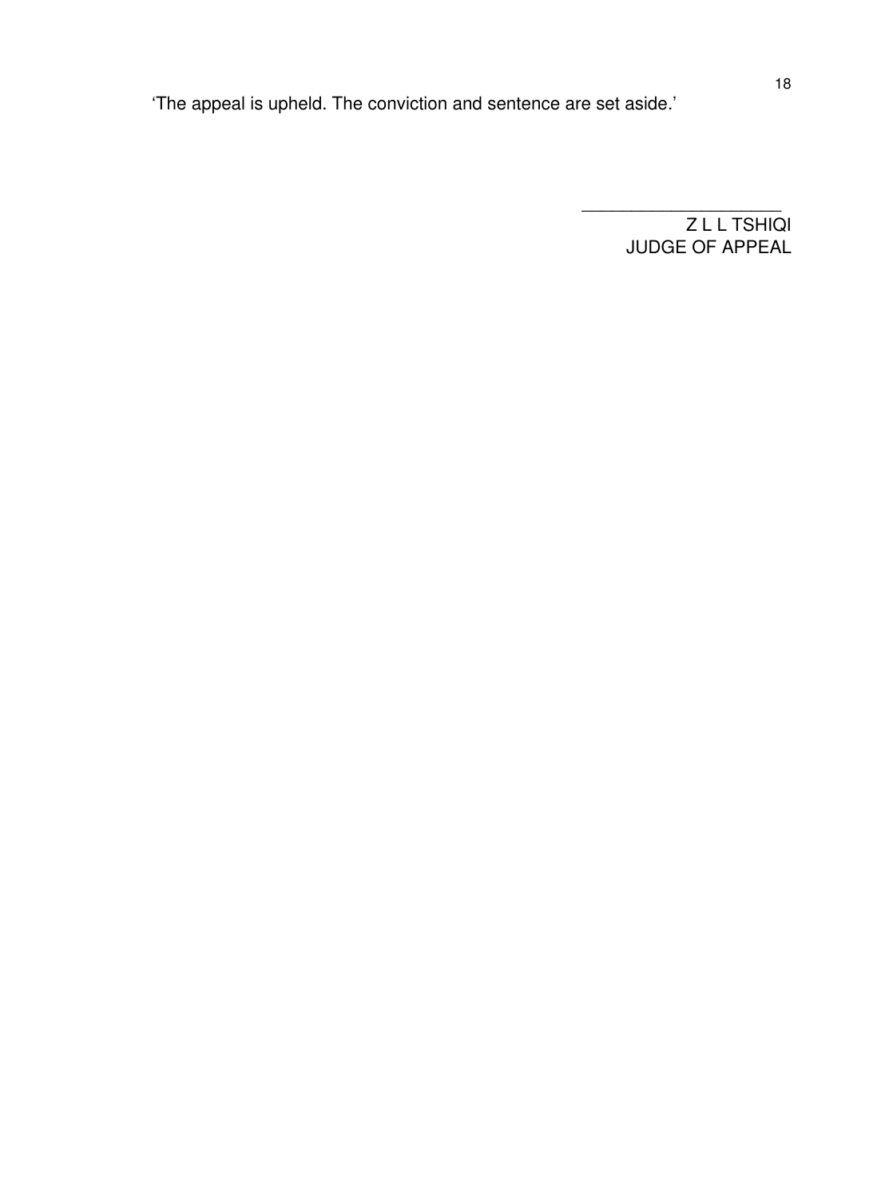'The appeal is upheld. The conviction and sentence are set aside.'

\_\_\_\_\_\_\_\_\_\_\_\_\_\_\_\_\_\_\_\_\_

Z L L TSHIQI
JUDGE OF APPEAL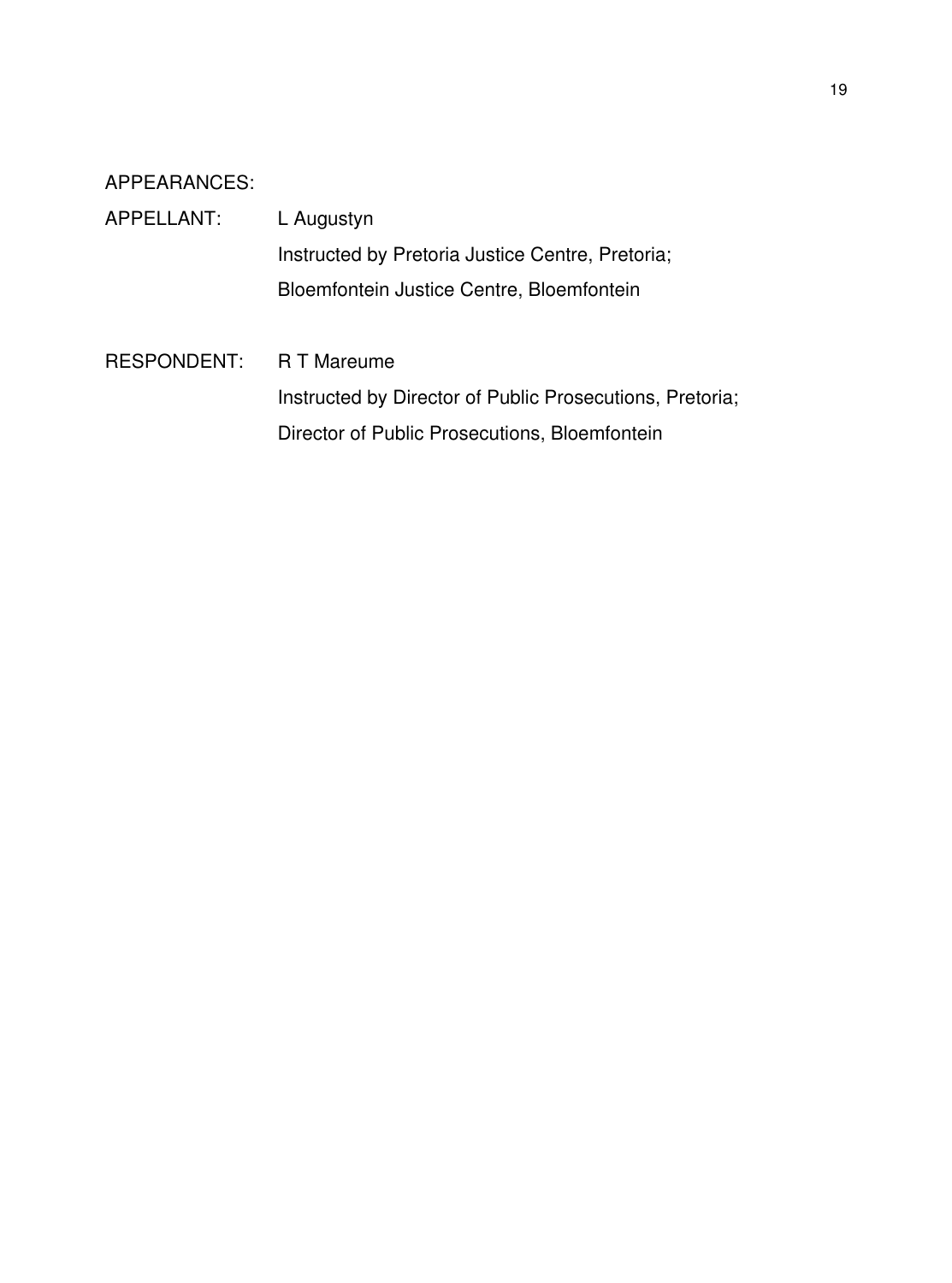APPEARANCES:

| | |
|---|---|
| APPELLANT: | L Augustyn<br>Instructed by Pretoria Justice Centre, Pretoria;<br>Bloemfontein Justice Centre, Bloemfontein |
| RESPONDENT: | R T Mareume<br>Instructed by Director of Public Prosecutions, Pretoria;<br>Director of Public Prosecutions, Bloemfontein |